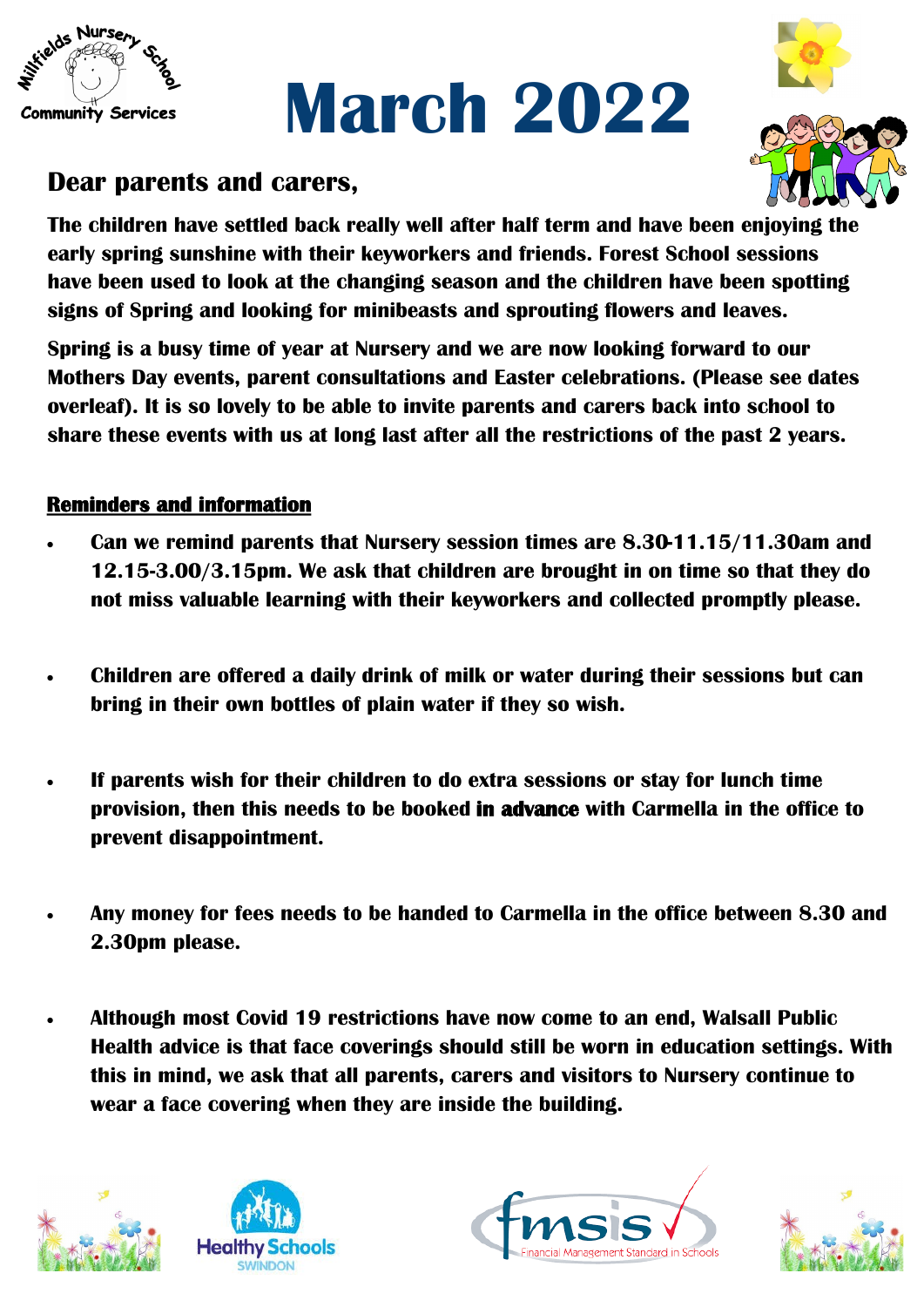# March 2022

## Dear parents and carers,

**The children have settled back really well after half term and have been enjoying the early spring sunshine with their keyworkers and friends. Forest School sessions have been used to look at the changing season and the children have been spotting signs of Spring and looking for minibeasts and sprouting flowers and leaves.**

**Spring is a busy time of year at Nursery and we are now looking forward to our Mothers Day events, parent consultations and Easter celebrations. (Please see dates overleaf). It is so lovely to be able to invite parents and carers back into school to share these events with us at long last after all the restrictions of the past 2 years.**

### Reminders and information

- **Can we remind parents that Nursery session times are 8.30-11.15/11.30am and 12.15-3.00/3.15pm. We ask that children are brought in on time so that they do not miss valuable learning with their keyworkers and collected promptly please.**

- **Children are offered a daily drink of milk or water during their sessions but can bring in their own bottles of plain water if they so wish.**

- **If parents wish for their children to do extra sessions or stay for lunch time provision, then this needs to be booked in advance with Carmella in the office to prevent disappointment.**

- **Any money for fees needs to be handed to Carmella in the office between 8.30 and 2.30pm please.**

- **Although most Covid 19 restrictions have now come to an end, Walsall Public Health advice is that face coverings should still be worn in education settings. With this in mind, we ask that all parents, carers and visitors to Nursery continue to wear a face covering when they are inside the building.**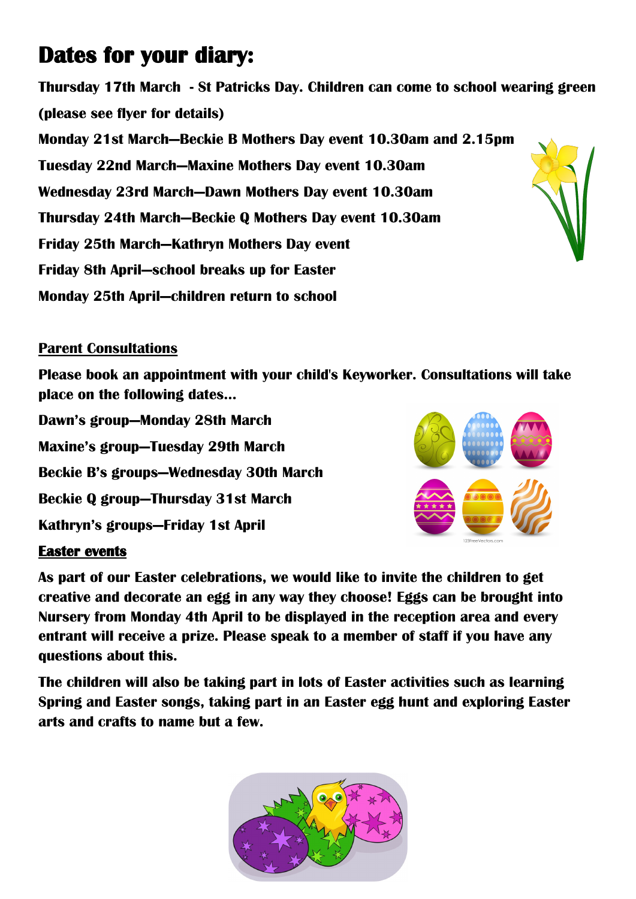# Dates for your diary:

**Thursday 17th March - St Patricks Day. Children can come to school wearing green (please see flyer for details)**

**Monday 21st March—Beckie B Mothers Day event 10.30am and 2.15pm**

**Tuesday 22nd March—Maxine Mothers Day event 10.30am**

**Wednesday 23rd March—Dawn Mothers Day event 10.30am**

**Thursday 24th March—Beckie Q Mothers Day event 10.30am**

**Friday 25th March—Kathryn Mothers Day event**

**Friday 8th April—school breaks up for Easter**

**Monday 25th April—children return to school**

## Parent Consultations

**Please book an appointment with your child's Keyworker. Consultations will take place on the following dates...**

**Dawn's group—Monday 28th March**

**Maxine's group—Tuesday 29th March**

**Beckie B's groups—Wednesday 30th March**

**Beckie Q group—Thursday 31st March**

**Kathryn's groups—Friday 1st April**

## Easter events

**As part of our Easter celebrations, we would like to invite the children to get creative and decorate an egg in any way they choose! Eggs can be brought into Nursery from Monday 4th April to be displayed in the reception area and every entrant will receive a prize. Please speak to a member of staff if you have any questions about this.**

**The children will also be taking part in lots of Easter activities such as learning Spring and Easter songs, taking part in an Easter egg hunt and exploring Easter arts and crafts to name but a few.**